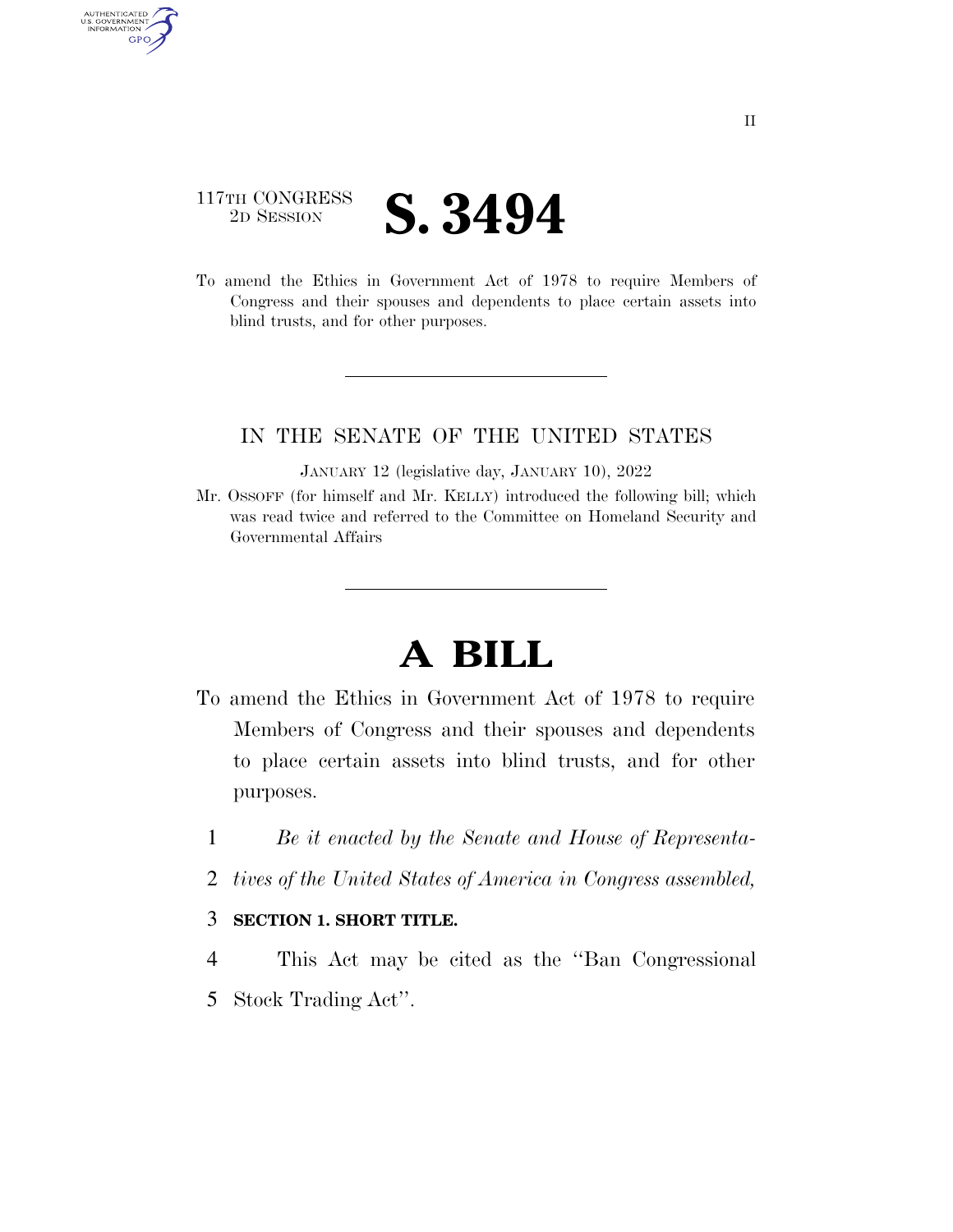II

117TH CONGRESS
2D SESSION

# S. 3494

To amend the Ethics in Government Act of 1978 to require Members of Congress and their spouses and dependents to place certain assets into blind trusts, and for other purposes.

---

IN THE SENATE OF THE UNITED STATES

JANUARY 12 (legislative day, JANUARY 10), 2022

Mr. OSSOFF (for himself and Mr. KELLY) introduced the following bill; which was read twice and referred to the Committee on Homeland Security and Governmental Affairs

---

# A BILL

To amend the Ethics in Government Act of 1978 to require Members of Congress and their spouses and dependents to place certain assets into blind trusts, and for other purposes.

1 *Be it enacted by the Senate and House of Representa-*
2 *tives of the United States of America in Congress assembled,*

3 **SECTION 1. SHORT TITLE.**

4 This Act may be cited as the "Ban Congressional
5 Stock Trading Act".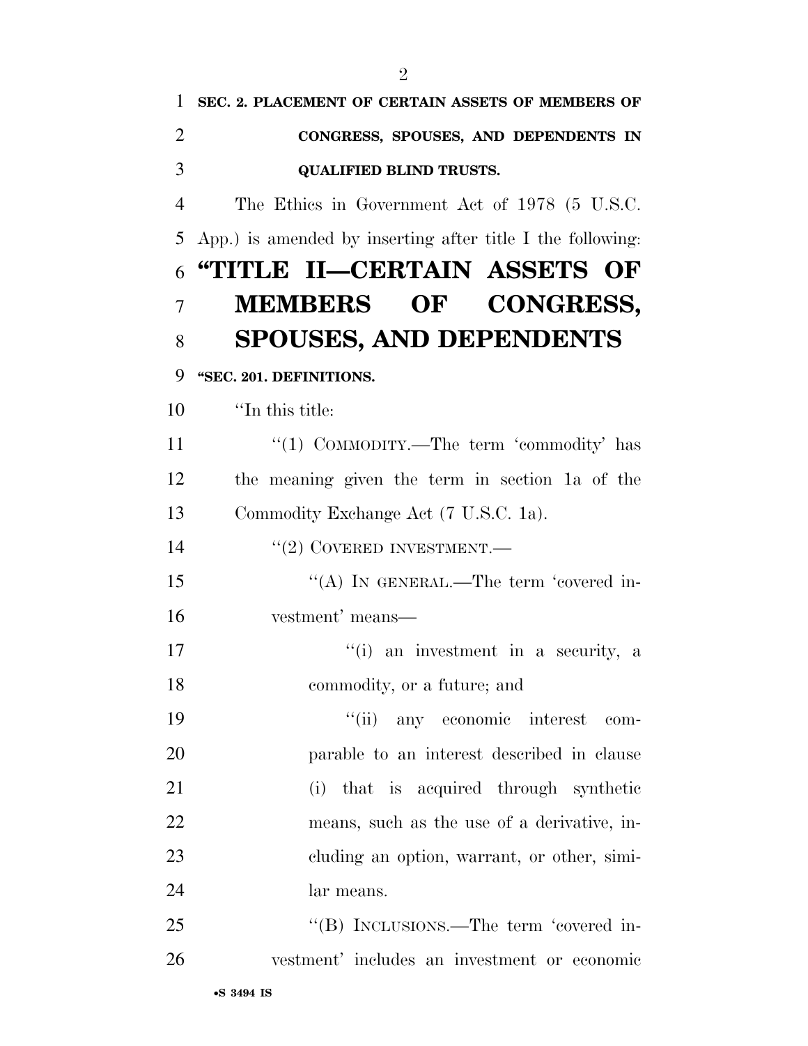**SEC. 2. PLACEMENT OF CERTAIN ASSETS OF MEMBERS OF CONGRESS, SPOUSES, AND DEPENDENTS IN QUALIFIED BLIND TRUSTS.**

The Ethics in Government Act of 1978 (5 U.S.C. App.) is amended by inserting after title I the following:

# "TITLE II—CERTAIN ASSETS OF MEMBERS OF CONGRESS, SPOUSES, AND DEPENDENTS

**"SEC. 201. DEFINITIONS.**

"In this title:

"(1) COMMODITY.—The term 'commodity' has the meaning given the term in section 1a of the Commodity Exchange Act (7 U.S.C. 1a).

"(2) COVERED INVESTMENT.—

"(A) IN GENERAL.—The term 'covered investment' means—

"(i) an investment in a security, a commodity, or a future; and

"(ii) any economic interest comparable to an interest described in clause (i) that is acquired through synthetic means, such as the use of a derivative, including an option, warrant, or other, similar means.

"(B) INCLUSIONS.—The term 'covered investment' includes an investment or economic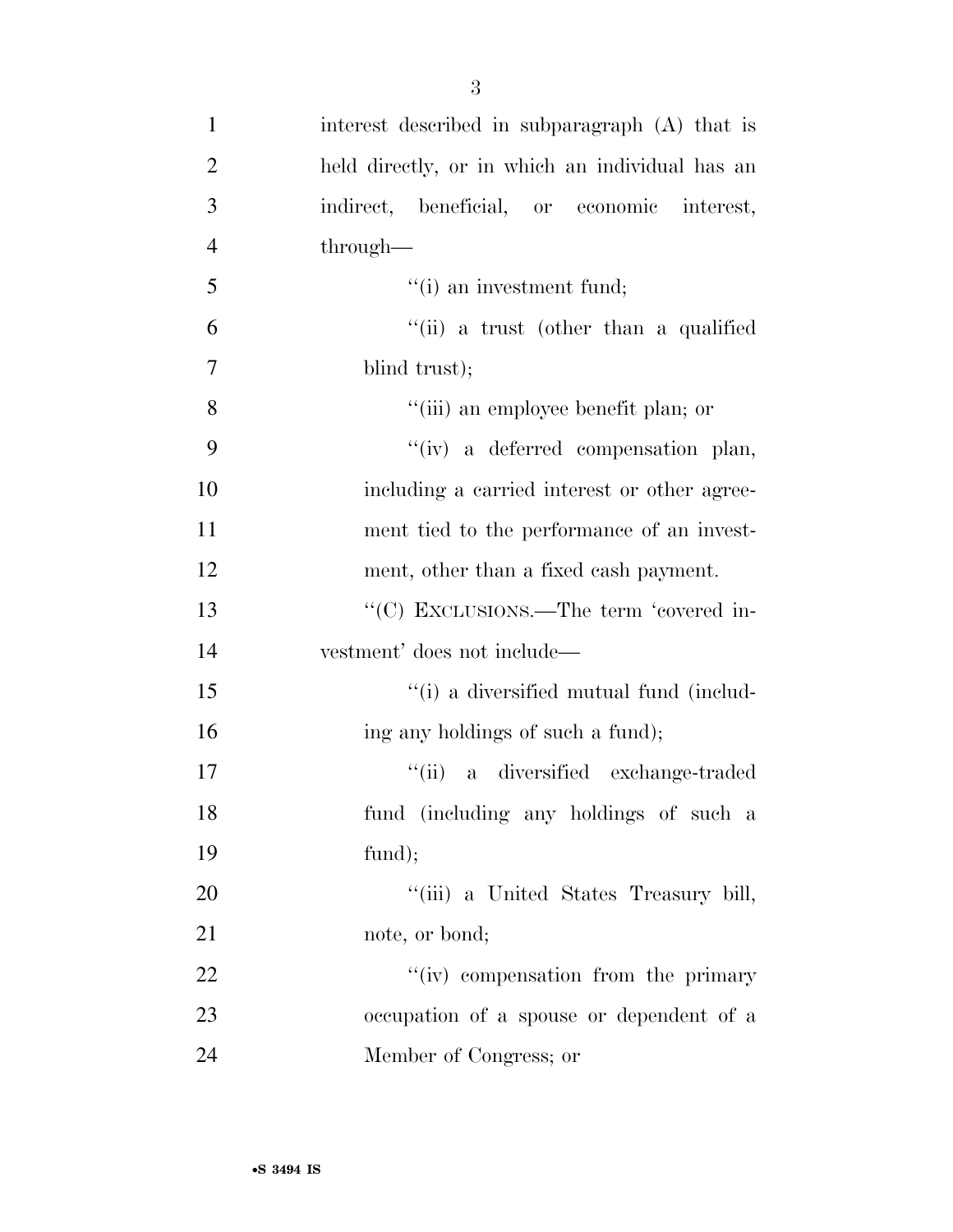interest described in subparagraph (A) that is held directly, or in which an individual has an indirect, beneficial, or economic interest, through—

''(i) an investment fund;

''(ii) a trust (other than a qualified blind trust);

''(iii) an employee benefit plan; or

''(iv) a deferred compensation plan, including a carried interest or other agreement tied to the performance of an investment, other than a fixed cash payment.

''(C) EXCLUSIONS.—The term 'covered investment' does not include—

''(i) a diversified mutual fund (including any holdings of such a fund);

''(ii) a diversified exchange-traded fund (including any holdings of such a fund);

''(iii) a United States Treasury bill, note, or bond;

''(iv) compensation from the primary occupation of a spouse or dependent of a Member of Congress; or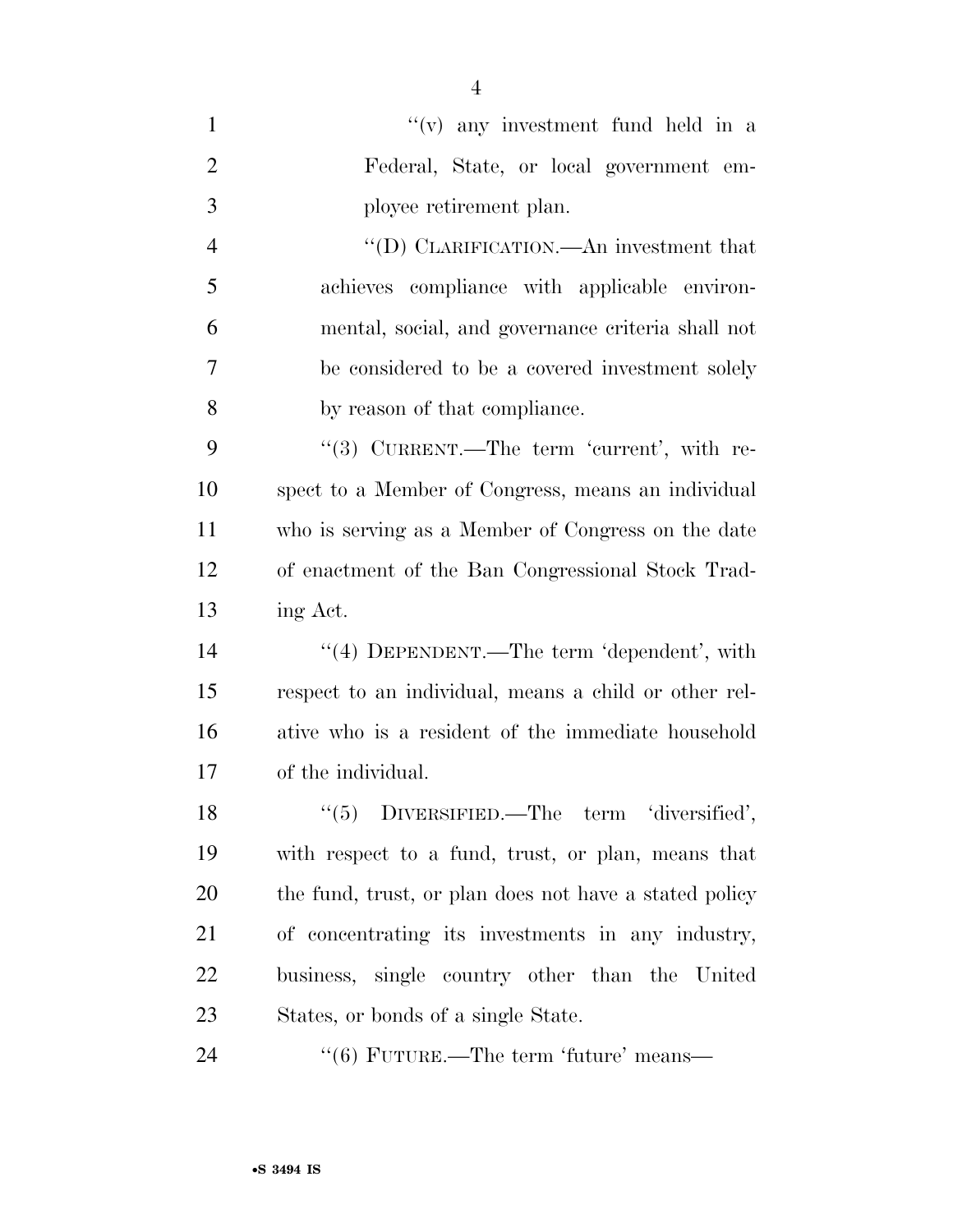''(v) any investment fund held in a Federal, State, or local government employee retirement plan.

''(D) CLARIFICATION.—An investment that achieves compliance with applicable environmental, social, and governance criteria shall not be considered to be a covered investment solely by reason of that compliance.

''(3) CURRENT.—The term 'current', with respect to a Member of Congress, means an individual who is serving as a Member of Congress on the date of enactment of the Ban Congressional Stock Trading Act.

''(4) DEPENDENT.—The term 'dependent', with respect to an individual, means a child or other relative who is a resident of the immediate household of the individual.

''(5) DIVERSIFIED.—The term 'diversified', with respect to a fund, trust, or plan, means that the fund, trust, or plan does not have a stated policy of concentrating its investments in any industry, business, single country other than the United States, or bonds of a single State.

''(6) FUTURE.—The term 'future' means—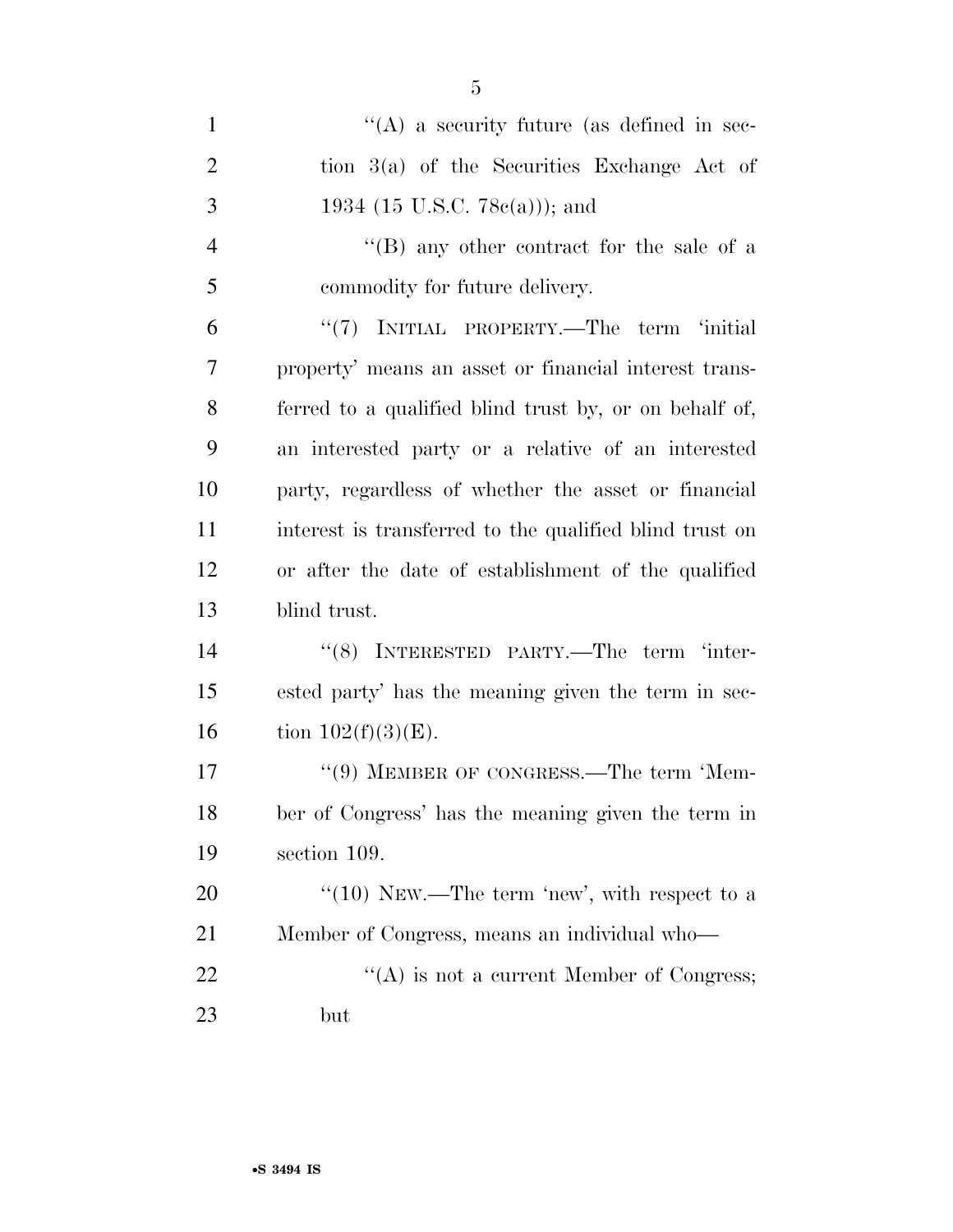"(A) a security future (as defined in section 3(a) of the Securities Exchange Act of 1934 (15 U.S.C. 78c(a))); and

"(B) any other contract for the sale of a commodity for future delivery.

"(7) INITIAL PROPERTY.—The term 'initial property' means an asset or financial interest transferred to a qualified blind trust by, or on behalf of, an interested party or a relative of an interested party, regardless of whether the asset or financial interest is transferred to the qualified blind trust on or after the date of establishment of the qualified blind trust.

"(8) INTERESTED PARTY.—The term 'interested party' has the meaning given the term in section 102(f)(3)(E).

"(9) MEMBER OF CONGRESS.—The term 'Member of Congress' has the meaning given the term in section 109.

"(10) NEW.—The term 'new', with respect to a Member of Congress, means an individual who—

"(A) is not a current Member of Congress; but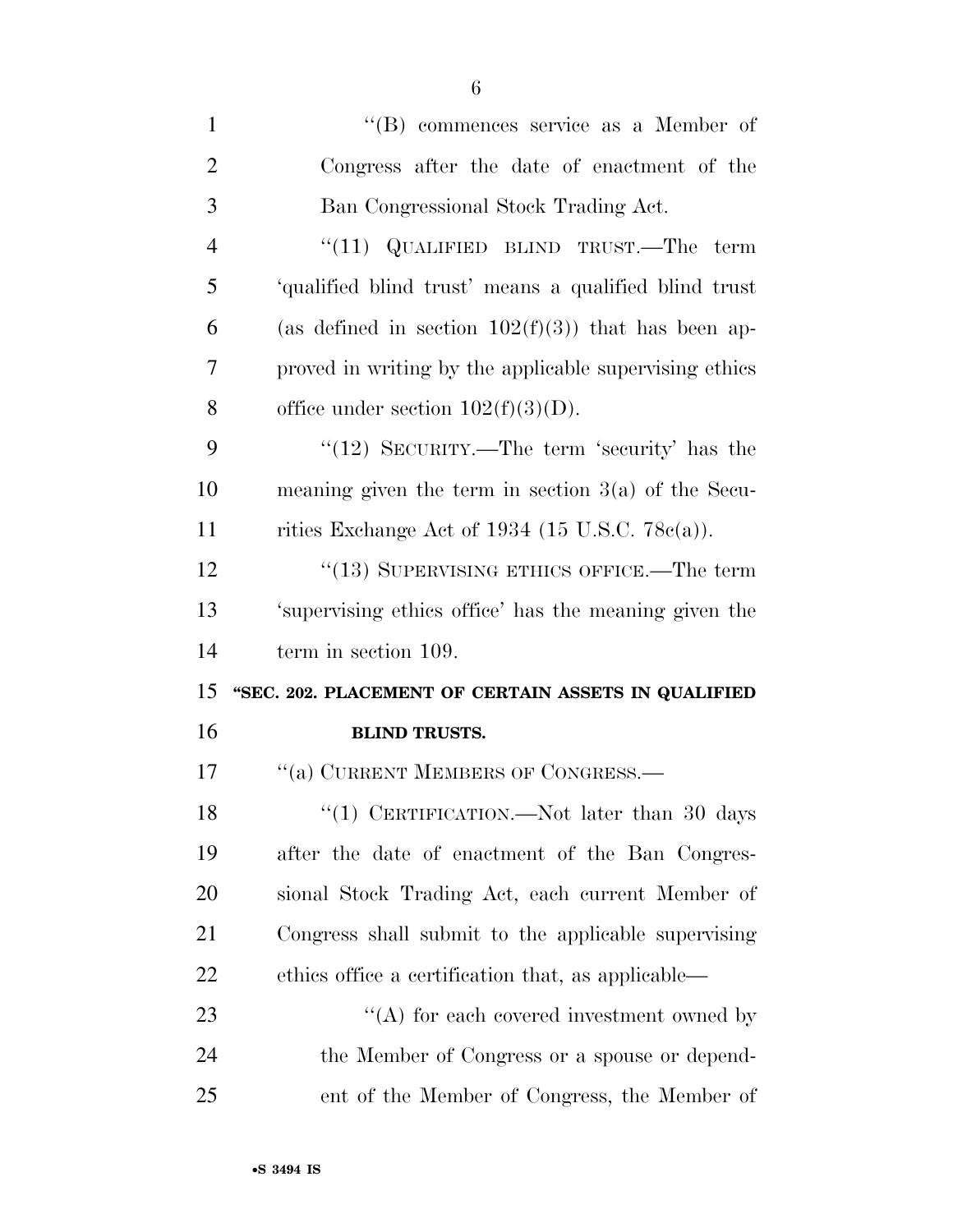"(B) commences service as a Member of Congress after the date of enactment of the Ban Congressional Stock Trading Act.

"(11) QUALIFIED BLIND TRUST.—The term 'qualified blind trust' means a qualified blind trust (as defined in section 102(f)(3)) that has been approved in writing by the applicable supervising ethics office under section 102(f)(3)(D).

"(12) SECURITY.—The term 'security' has the meaning given the term in section 3(a) of the Securities Exchange Act of 1934 (15 U.S.C. 78c(a)).

"(13) SUPERVISING ETHICS OFFICE.—The term 'supervising ethics office' has the meaning given the term in section 109.

**"SEC. 202. PLACEMENT OF CERTAIN ASSETS IN QUALIFIED BLIND TRUSTS.**

"(a) CURRENT MEMBERS OF CONGRESS.—

"(1) CERTIFICATION.—Not later than 30 days after the date of enactment of the Ban Congressional Stock Trading Act, each current Member of Congress shall submit to the applicable supervising ethics office a certification that, as applicable—

"(A) for each covered investment owned by the Member of Congress or a spouse or dependent of the Member of Congress, the Member of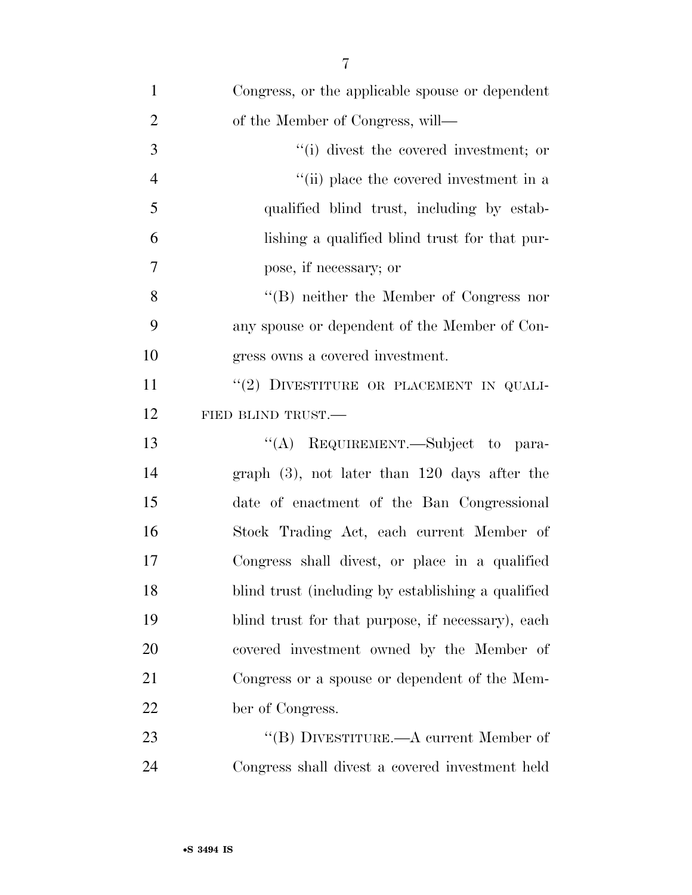Congress, or the applicable spouse or dependent of the Member of Congress, will—

''(i) divest the covered investment; or

''(ii) place the covered investment in a qualified blind trust, including by establishing a qualified blind trust for that purpose, if necessary; or

''(B) neither the Member of Congress nor any spouse or dependent of the Member of Congress owns a covered investment.

''(2) DIVESTITURE OR PLACEMENT IN QUALIFIED BLIND TRUST.—

''(A) REQUIREMENT.—Subject to paragraph (3), not later than 120 days after the date of enactment of the Ban Congressional Stock Trading Act, each current Member of Congress shall divest, or place in a qualified blind trust (including by establishing a qualified blind trust for that purpose, if necessary), each covered investment owned by the Member of Congress or a spouse or dependent of the Member of Congress.

''(B) DIVESTITURE.—A current Member of Congress shall divest a covered investment held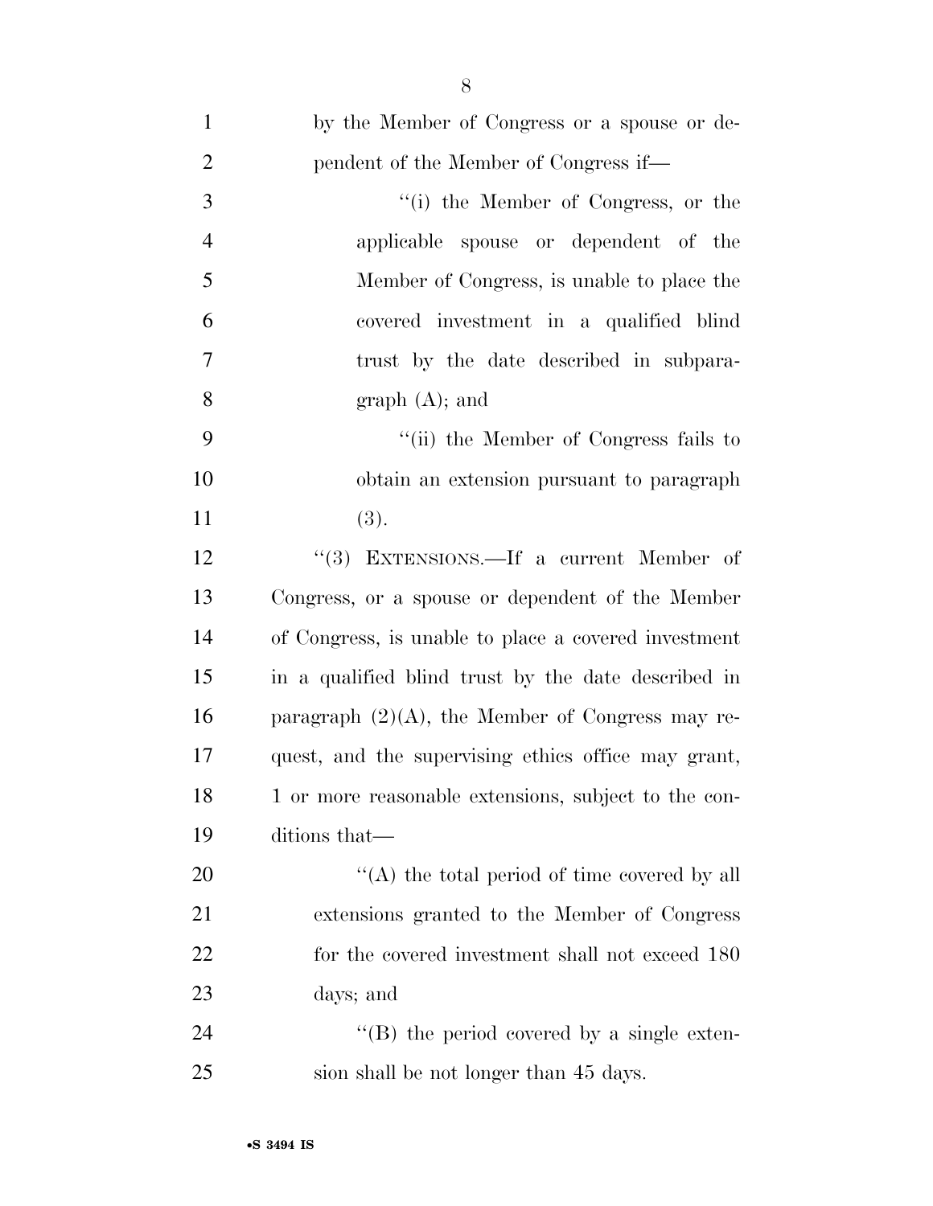by the Member of Congress or a spouse or dependent of the Member of Congress if—

"(i) the Member of Congress, or the applicable spouse or dependent of the Member of Congress, is unable to place the covered investment in a qualified blind trust by the date described in subparagraph (A); and

"(ii) the Member of Congress fails to obtain an extension pursuant to paragraph (3).

"(3) EXTENSIONS.—If a current Member of Congress, or a spouse or dependent of the Member of Congress, is unable to place a covered investment in a qualified blind trust by the date described in paragraph (2)(A), the Member of Congress may request, and the supervising ethics office may grant, 1 or more reasonable extensions, subject to the conditions that—

"(A) the total period of time covered by all extensions granted to the Member of Congress for the covered investment shall not exceed 180 days; and

"(B) the period covered by a single extension shall be not longer than 45 days.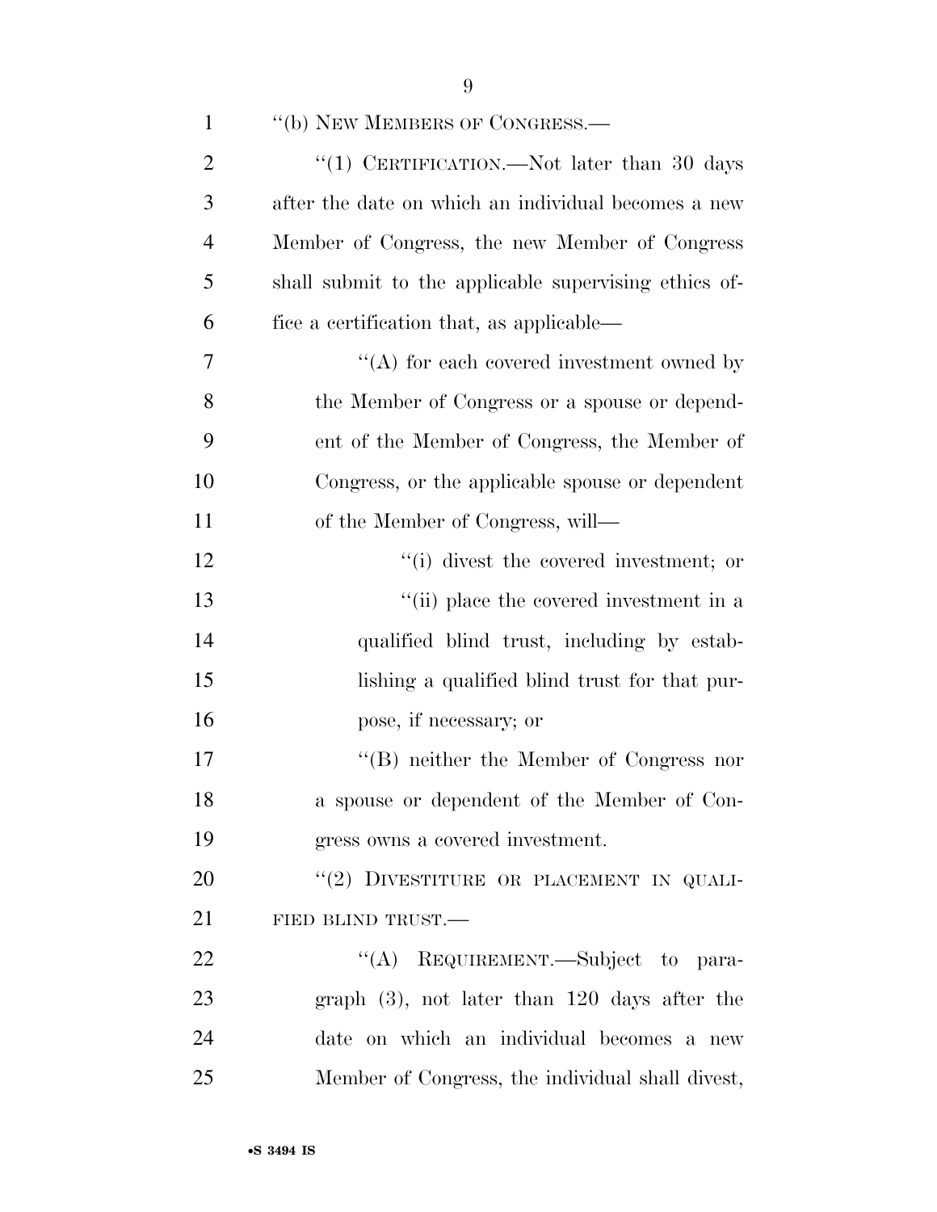"(b) NEW MEMBERS OF CONGRESS.—

"(1) CERTIFICATION.—Not later than 30 days after the date on which an individual becomes a new Member of Congress, the new Member of Congress shall submit to the applicable supervising ethics office a certification that, as applicable—

"(A) for each covered investment owned by the Member of Congress or a spouse or dependent of the Member of Congress, the Member of Congress, or the applicable spouse or dependent of the Member of Congress, will—

"(i) divest the covered investment; or

"(ii) place the covered investment in a qualified blind trust, including by establishing a qualified blind trust for that purpose, if necessary; or

"(B) neither the Member of Congress nor a spouse or dependent of the Member of Congress owns a covered investment.

"(2) DIVESTITURE OR PLACEMENT IN QUALIFIED BLIND TRUST.—

"(A) REQUIREMENT.—Subject to paragraph (3), not later than 120 days after the date on which an individual becomes a new Member of Congress, the individual shall divest,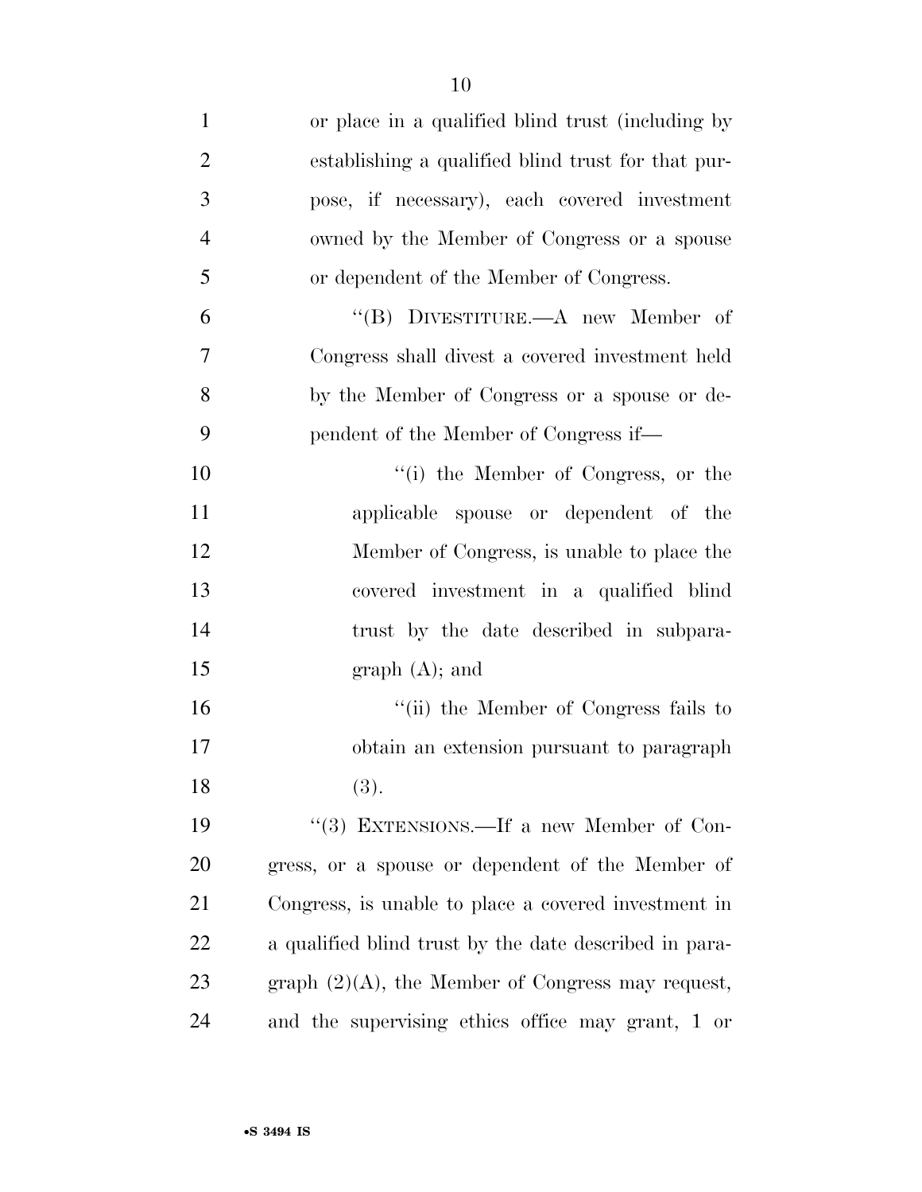or place in a qualified blind trust (including by establishing a qualified blind trust for that purpose, if necessary), each covered investment owned by the Member of Congress or a spouse or dependent of the Member of Congress.

"(B) DIVESTITURE.—A new Member of Congress shall divest a covered investment held by the Member of Congress or a spouse or dependent of the Member of Congress if—

"(i) the Member of Congress, or the applicable spouse or dependent of the Member of Congress, is unable to place the covered investment in a qualified blind trust by the date described in subparagraph (A); and

"(ii) the Member of Congress fails to obtain an extension pursuant to paragraph (3).

"(3) EXTENSIONS.—If a new Member of Congress, or a spouse or dependent of the Member of Congress, is unable to place a covered investment in a qualified blind trust by the date described in paragraph (2)(A), the Member of Congress may request, and the supervising ethics office may grant, 1 or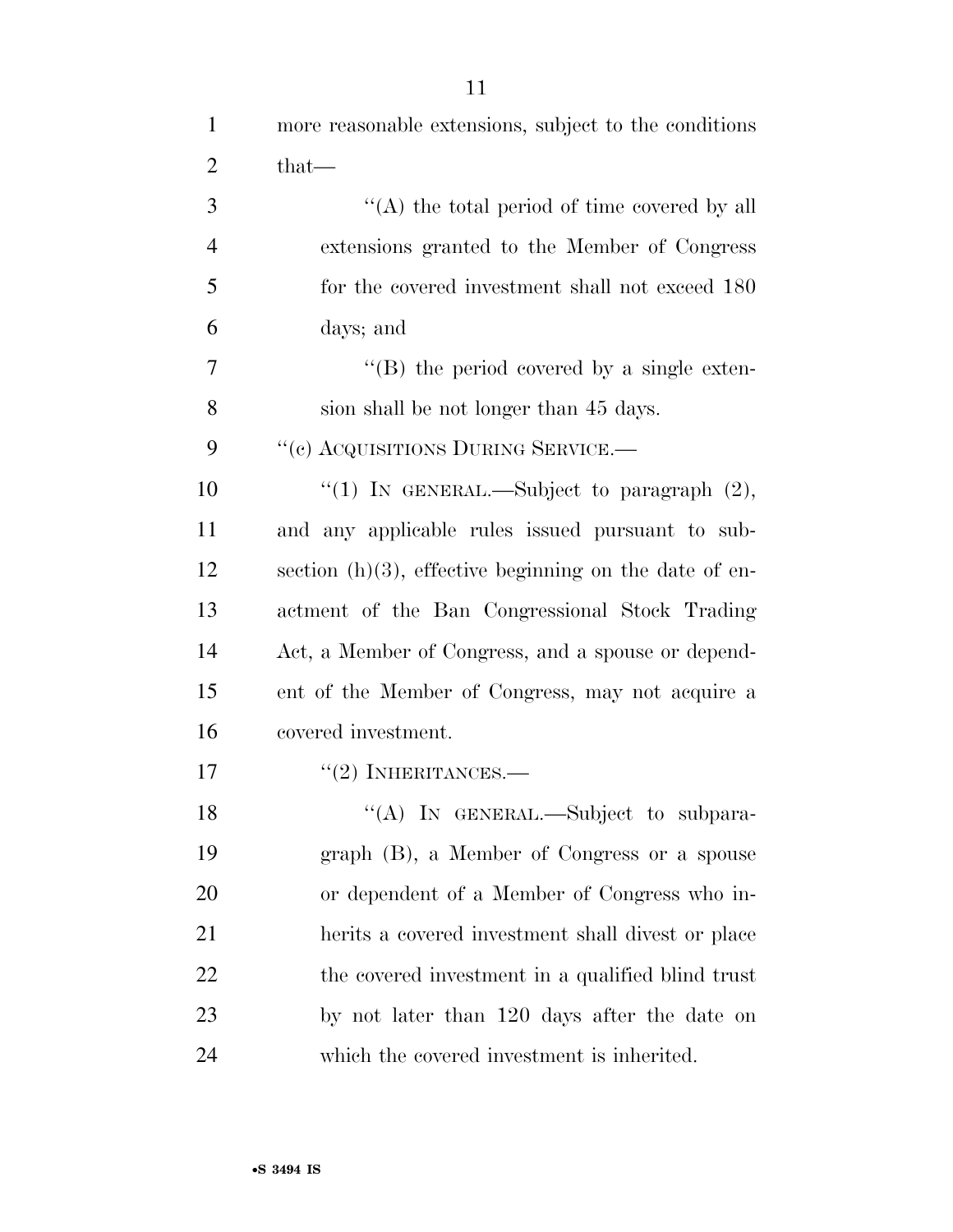more reasonable extensions, subject to the conditions that—

"(A) the total period of time covered by all extensions granted to the Member of Congress for the covered investment shall not exceed 180 days; and

"(B) the period covered by a single extension shall be not longer than 45 days.

"(c) ACQUISITIONS DURING SERVICE.—

"(1) IN GENERAL.—Subject to paragraph (2), and any applicable rules issued pursuant to subsection (h)(3), effective beginning on the date of enactment of the Ban Congressional Stock Trading Act, a Member of Congress, and a spouse or dependent of the Member of Congress, may not acquire a covered investment.

"(2) INHERITANCES.—

"(A) IN GENERAL.—Subject to subparagraph (B), a Member of Congress or a spouse or dependent of a Member of Congress who inherits a covered investment shall divest or place the covered investment in a qualified blind trust by not later than 120 days after the date on which the covered investment is inherited.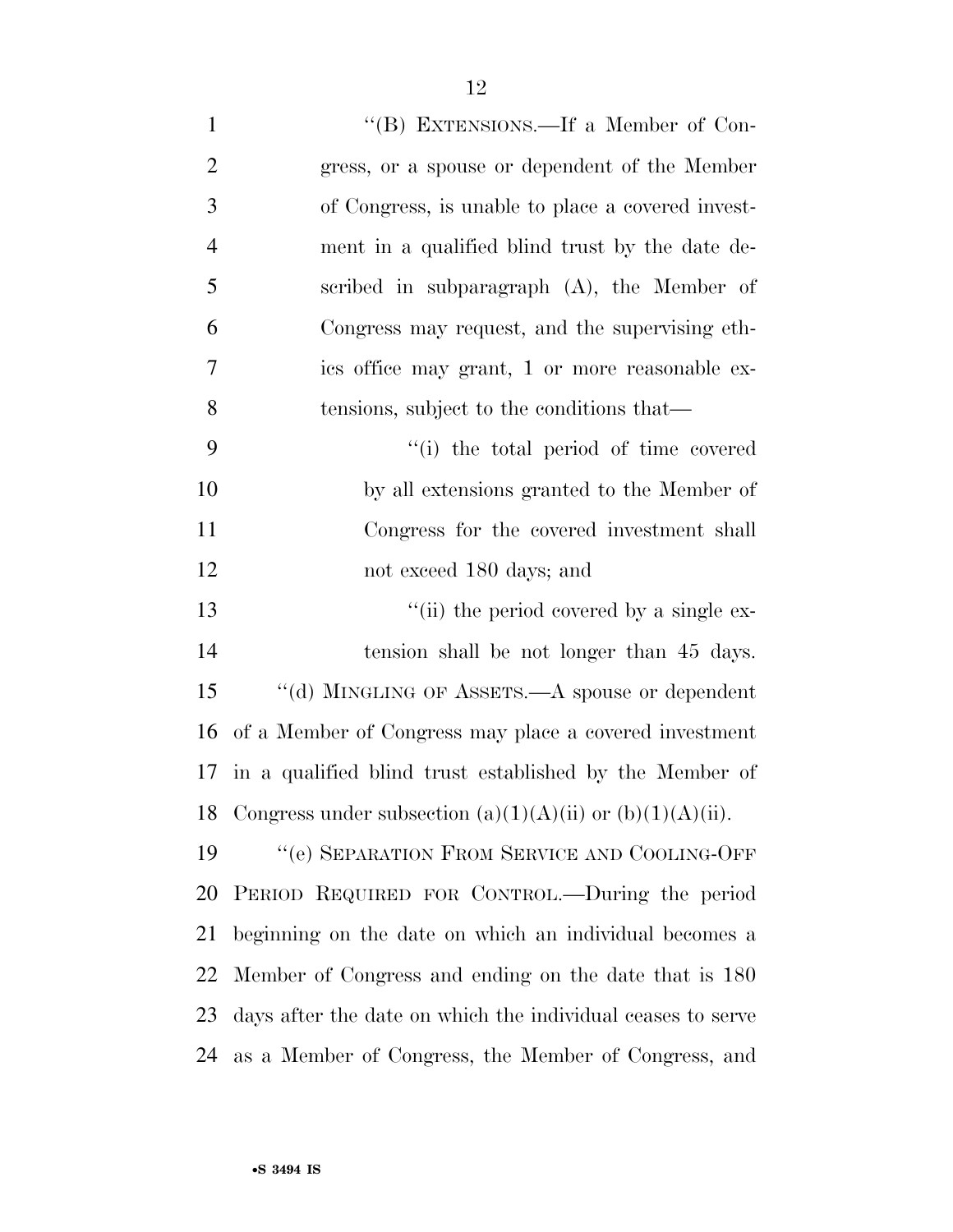"(B) EXTENSIONS.—If a Member of Congress, or a spouse or dependent of the Member of Congress, is unable to place a covered investment in a qualified blind trust by the date described in subparagraph (A), the Member of Congress may request, and the supervising ethics office may grant, 1 or more reasonable extensions, subject to the conditions that—

"(i) the total period of time covered by all extensions granted to the Member of Congress for the covered investment shall not exceed 180 days; and

"(ii) the period covered by a single extension shall be not longer than 45 days.

"(d) MINGLING OF ASSETS.—A spouse or dependent of a Member of Congress may place a covered investment in a qualified blind trust established by the Member of Congress under subsection (a)(1)(A)(ii) or (b)(1)(A)(ii).

"(e) SEPARATION FROM SERVICE AND COOLING-OFF PERIOD REQUIRED FOR CONTROL.—During the period beginning on the date on which an individual becomes a Member of Congress and ending on the date that is 180 days after the date on which the individual ceases to serve as a Member of Congress, the Member of Congress, and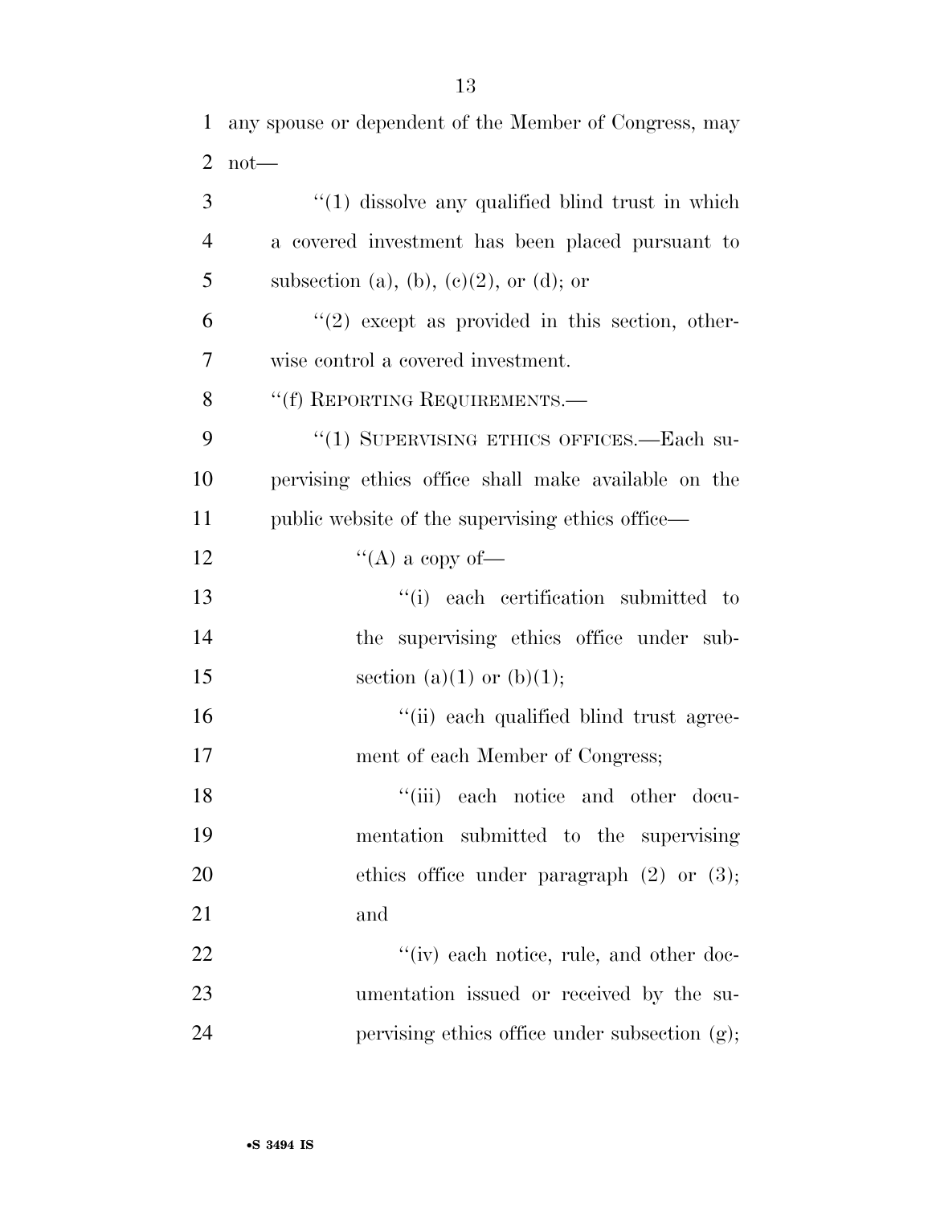any spouse or dependent of the Member of Congress, may not—

"(1) dissolve any qualified blind trust in which a covered investment has been placed pursuant to subsection (a), (b), (c)(2), or (d); or

"(2) except as provided in this section, otherwise control a covered investment.

"(f) REPORTING REQUIREMENTS.—

"(1) SUPERVISING ETHICS OFFICES.—Each supervising ethics office shall make available on the public website of the supervising ethics office—

"(A) a copy of—

"(i) each certification submitted to the supervising ethics office under subsection (a)(1) or (b)(1);

"(ii) each qualified blind trust agreement of each Member of Congress;

"(iii) each notice and other documentation submitted to the supervising ethics office under paragraph (2) or (3); and

"(iv) each notice, rule, and other documentation issued or received by the supervising ethics office under subsection (g);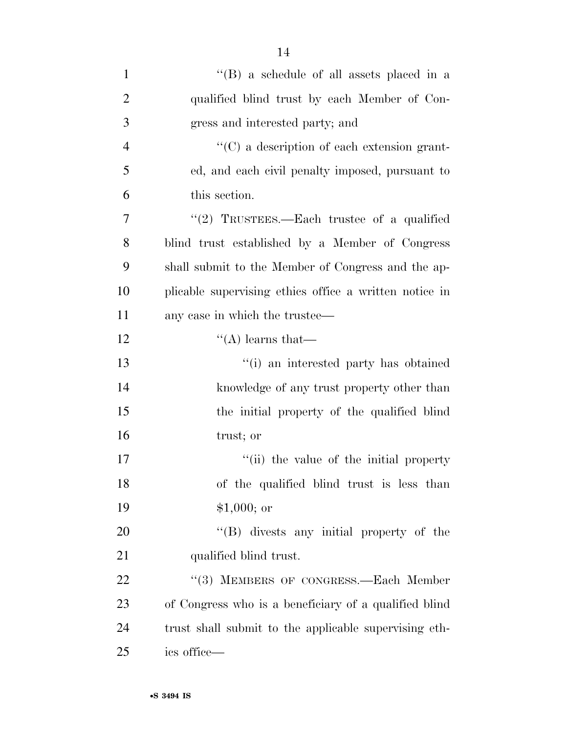''(B) a schedule of all assets placed in a qualified blind trust by each Member of Congress and interested party; and

''(C) a description of each extension granted, and each civil penalty imposed, pursuant to this section.

''(2) TRUSTEES.—Each trustee of a qualified blind trust established by a Member of Congress shall submit to the Member of Congress and the applicable supervising ethics office a written notice in any case in which the trustee—

''(A) learns that—

''(i) an interested party has obtained knowledge of any trust property other than the initial property of the qualified blind trust; or

''(ii) the value of the initial property of the qualified blind trust is less than $1,000; or

''(B) divests any initial property of the qualified blind trust.

''(3) MEMBERS OF CONGRESS.—Each Member of Congress who is a beneficiary of a qualified blind trust shall submit to the applicable supervising ethics office—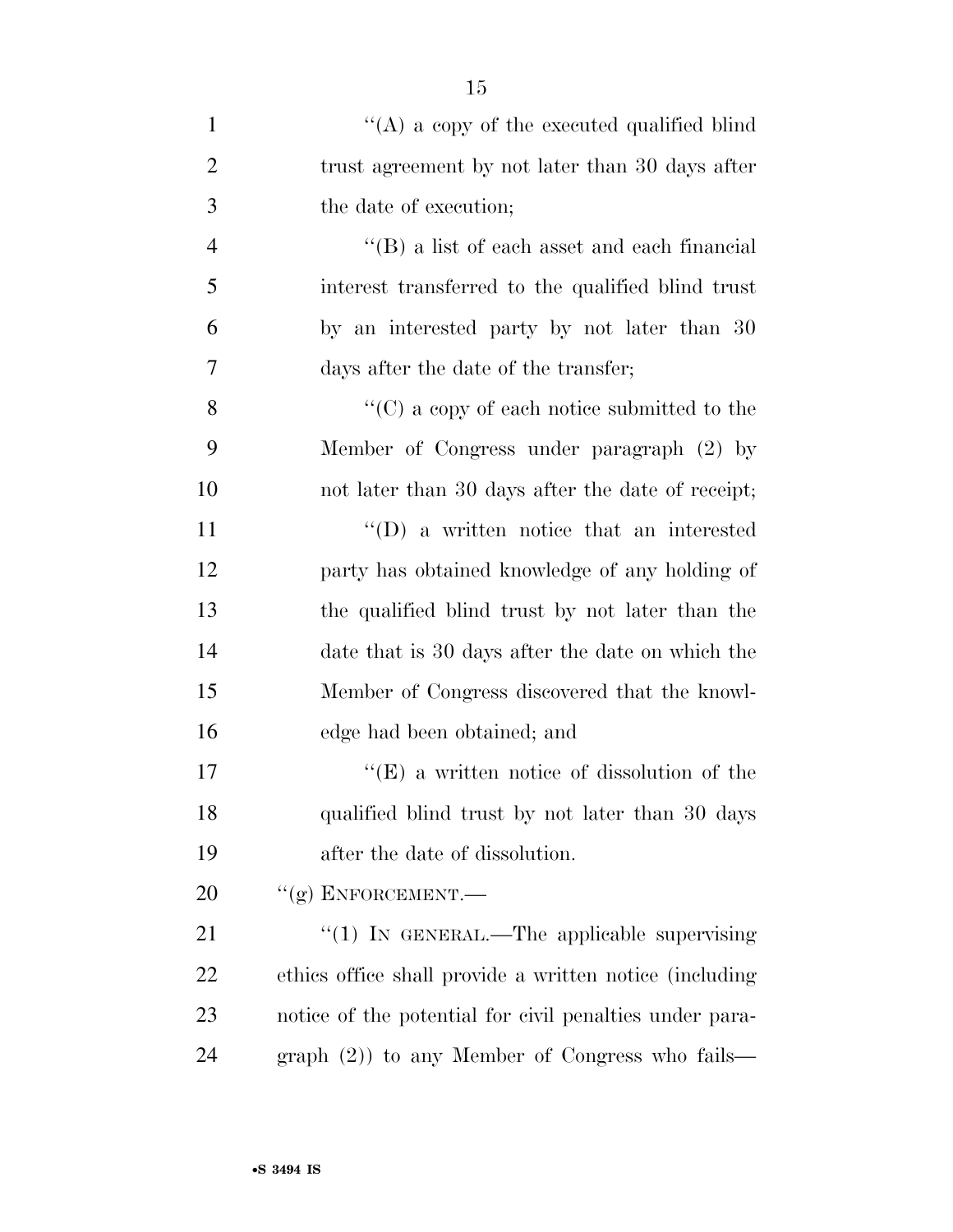''(A) a copy of the executed qualified blind trust agreement by not later than 30 days after the date of execution;

''(B) a list of each asset and each financial interest transferred to the qualified blind trust by an interested party by not later than 30 days after the date of the transfer;

''(C) a copy of each notice submitted to the Member of Congress under paragraph (2) by not later than 30 days after the date of receipt;

''(D) a written notice that an interested party has obtained knowledge of any holding of the qualified blind trust by not later than the date that is 30 days after the date on which the Member of Congress discovered that the knowledge had been obtained; and

''(E) a written notice of dissolution of the qualified blind trust by not later than 30 days after the date of dissolution.

''(g) ENFORCEMENT.—

''(1) IN GENERAL.—The applicable supervising ethics office shall provide a written notice (including notice of the potential for civil penalties under paragraph (2)) to any Member of Congress who fails—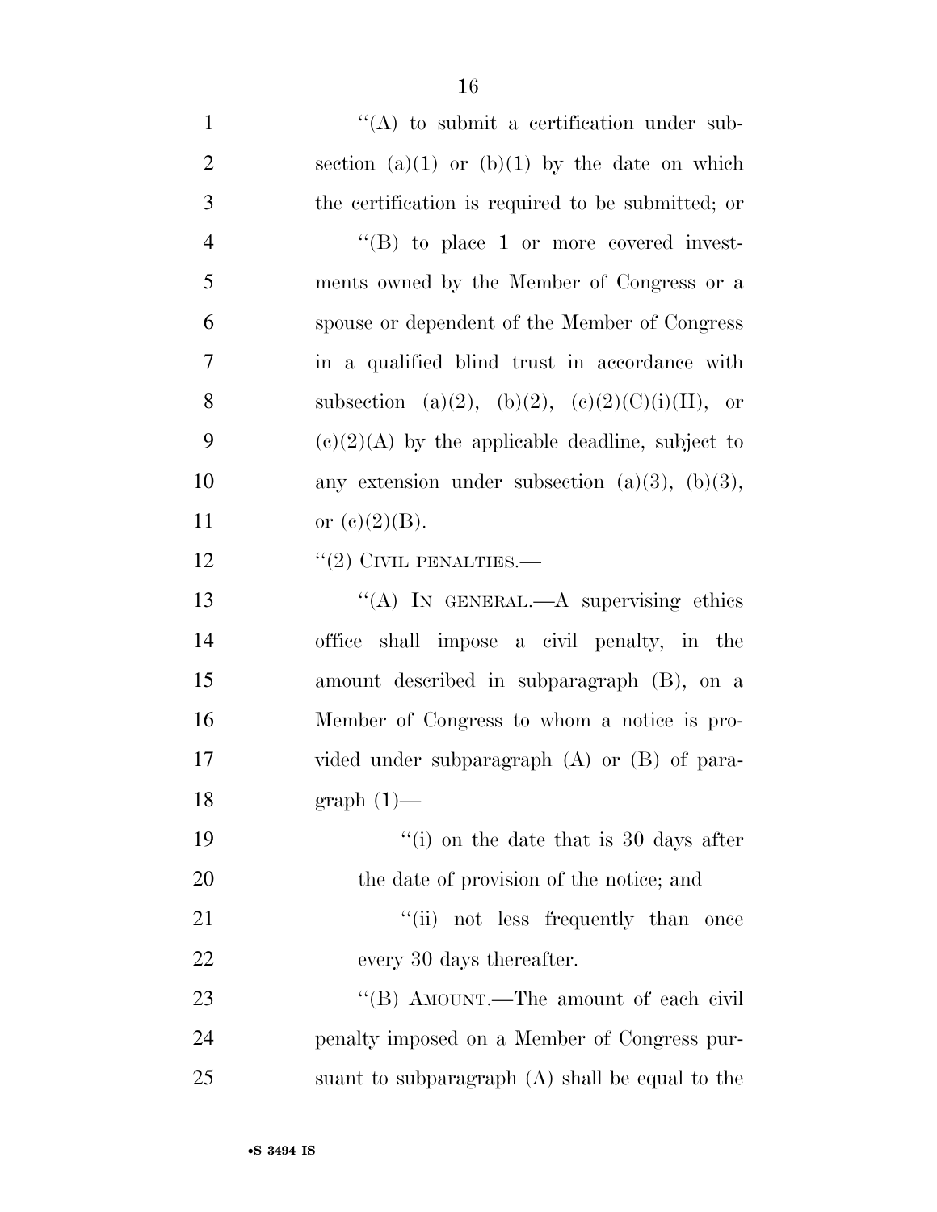"(A) to submit a certification under subsection (a)(1) or (b)(1) by the date on which the certification is required to be submitted; or

"(B) to place 1 or more covered investments owned by the Member of Congress or a spouse or dependent of the Member of Congress in a qualified blind trust in accordance with subsection (a)(2), (b)(2), (c)(2)(C)(i)(II), or (c)(2)(A) by the applicable deadline, subject to any extension under subsection (a)(3), (b)(3), or (c)(2)(B).

"(2) CIVIL PENALTIES.—

"(A) IN GENERAL.—A supervising ethics office shall impose a civil penalty, in the amount described in subparagraph (B), on a Member of Congress to whom a notice is provided under subparagraph (A) or (B) of paragraph (1)—

"(i) on the date that is 30 days after the date of provision of the notice; and

"(ii) not less frequently than once every 30 days thereafter.

"(B) AMOUNT.—The amount of each civil penalty imposed on a Member of Congress pursuant to subparagraph (A) shall be equal to the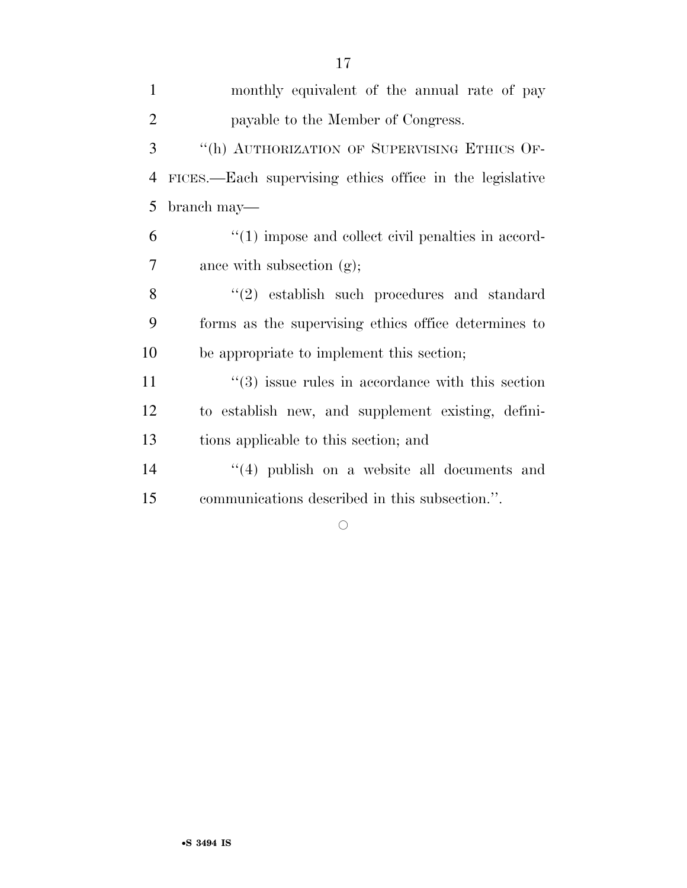monthly equivalent of the annual rate of pay payable to the Member of Congress.

"(h) AUTHORIZATION OF SUPERVISING ETHICS OFFICES.—Each supervising ethics office in the legislative branch may—

"(1) impose and collect civil penalties in accordance with subsection (g);

"(2) establish such procedures and standard forms as the supervising ethics office determines to be appropriate to implement this section;

"(3) issue rules in accordance with this section to establish new, and supplement existing, definitions applicable to this section; and

"(4) publish on a website all documents and communications described in this subsection.".

○